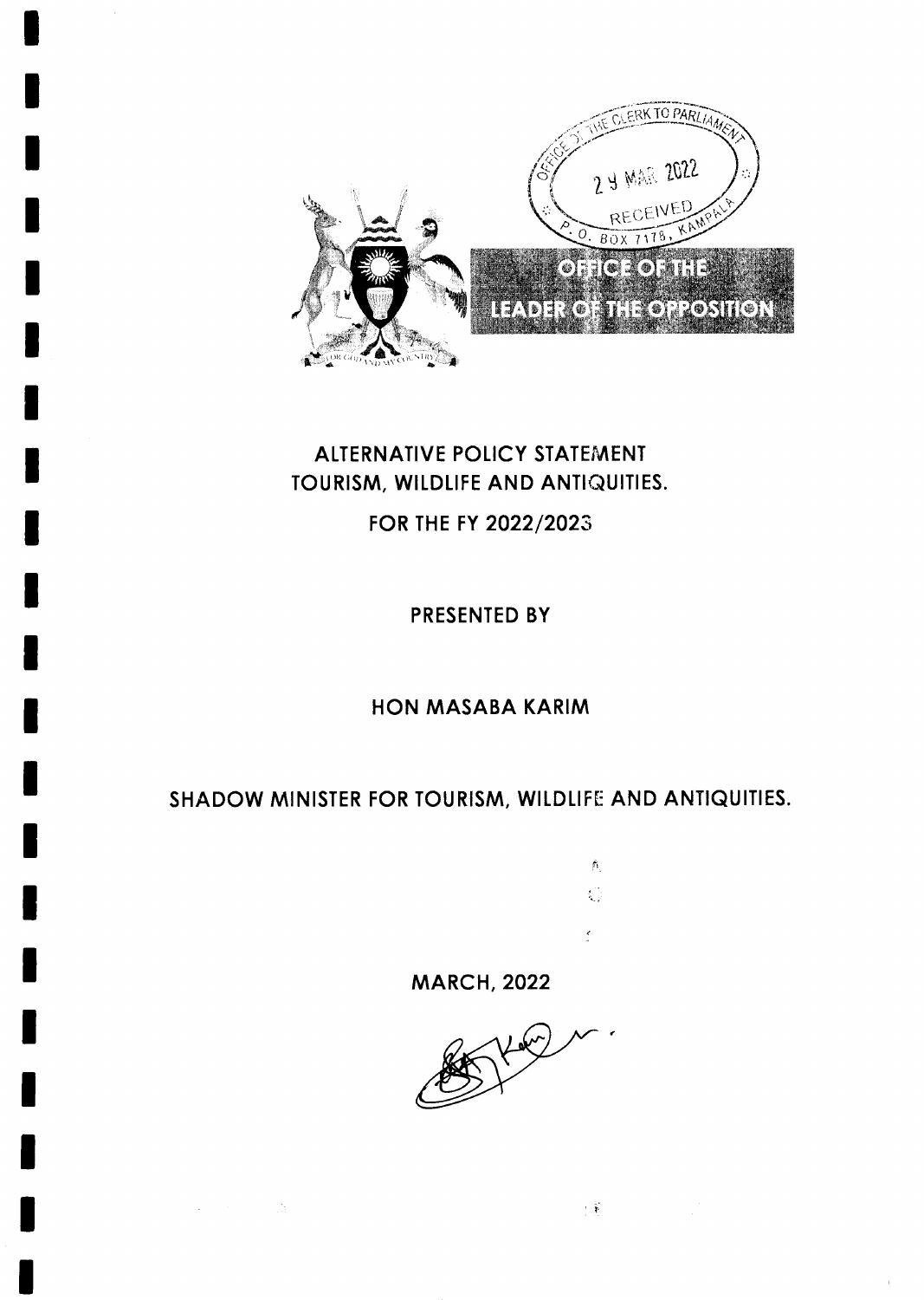OFFICE OF THE CLERK TO PARLIAMENT
29 MAR 2022
RECEIVED
P.O. BOX 7178, KAMPALA

**OFFICE OF THE LEADER OF THE OPPOSITION**

# ALTERNATIVE POLICY STATEMENT TOURISM, WILDLIFE AND ANTIQUITIES.

## FOR THE FY 2022/2023

PRESENTED BY

HON MASABA KARIM

SHADOW MINISTER FOR TOURISM, WILDLIFE AND ANTIQUITIES.

MARCH, 2022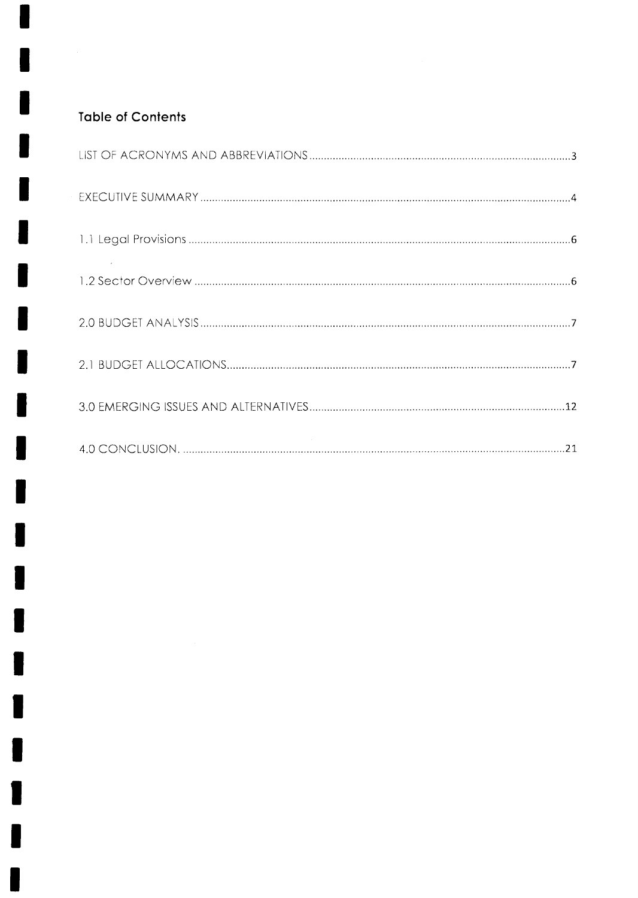## Table of Contents

LIST OF ACRONYMS AND ABBREVIATIONS ........................................ 3

EXECUTIVE SUMMARY ........................................ 4

1.1 Legal Provisions ........................................ 6

1.2 Sector Overview ........................................ 6

2.0 BUDGET ANALYSIS ........................................ 7

2.1 BUDGET ALLOCATIONS ........................................ 7

3.0 EMERGING ISSUES AND ALTERNATIVES ........................................ 12

4.0 CONCLUSION. ........................................ 21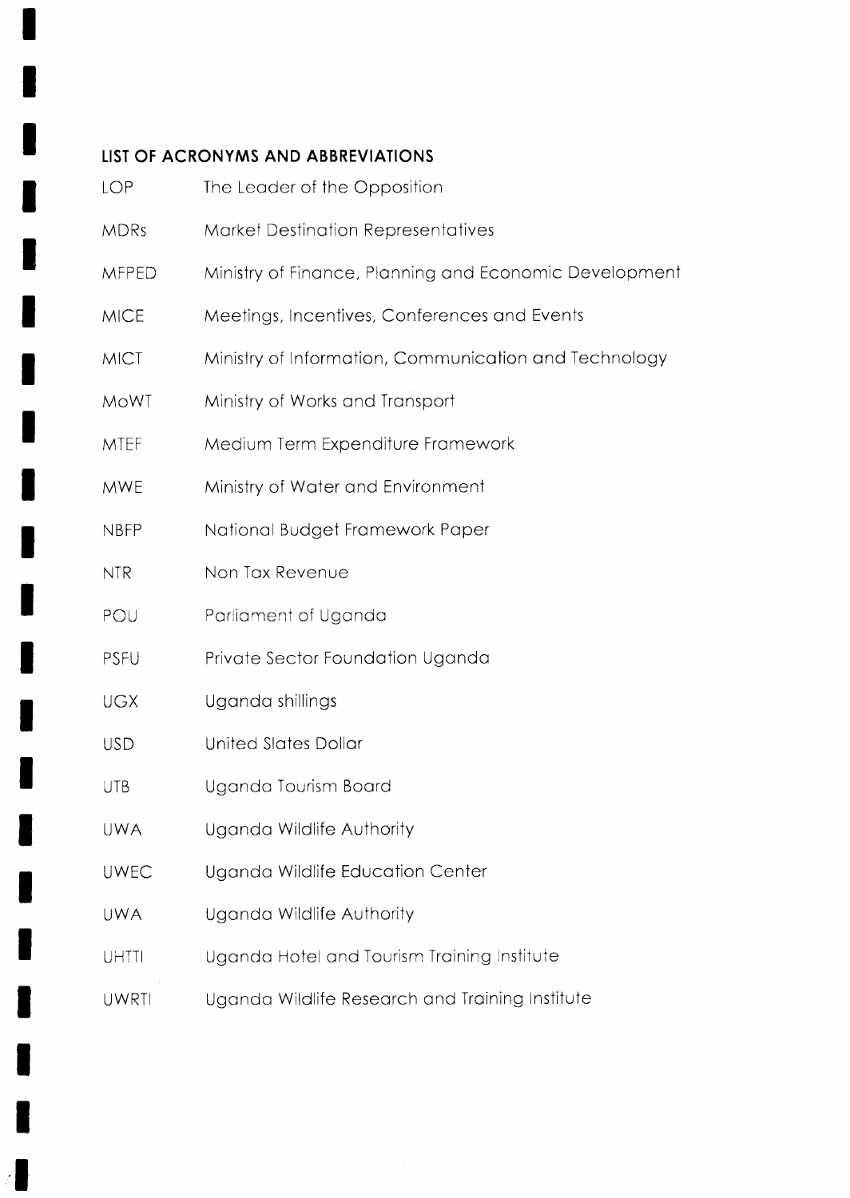## LIST OF ACRONYMS AND ABBREVIATIONS

| | |
|---|---|
| LOP | The Leader of the Opposition |
| MDRs | Market Destination Representatives |
| MFPED | Ministry of Finance, Planning and Economic Development |
| MICE | Meetings, Incentives, Conferences and Events |
| MICT | Ministry of Information, Communication and Technology |
| MoWT | Ministry of Works and Transport |
| MTEF | Medium Term Expenditure Framework |
| MWE | Ministry of Water and Environment |
| NBFP | National Budget Framework Paper |
| NTR | Non Tax Revenue |
| POU | Parliament of Uganda |
| PSFU | Private Sector Foundation Uganda |
| UGX | Uganda shillings |
| USD | United Slates Dollar |
| UTB | Uganda Tourism Board |
| UWA | Uganda Wildlife Authority |
| UWEC | Uganda Wildlife Education Center |
| UWA | Uganda Wildlife Authority |
| UHTTI | Uganda Hotel and Tourism Training Institute |
| UWRTI | Uganda Wildlife Research and Training Institute |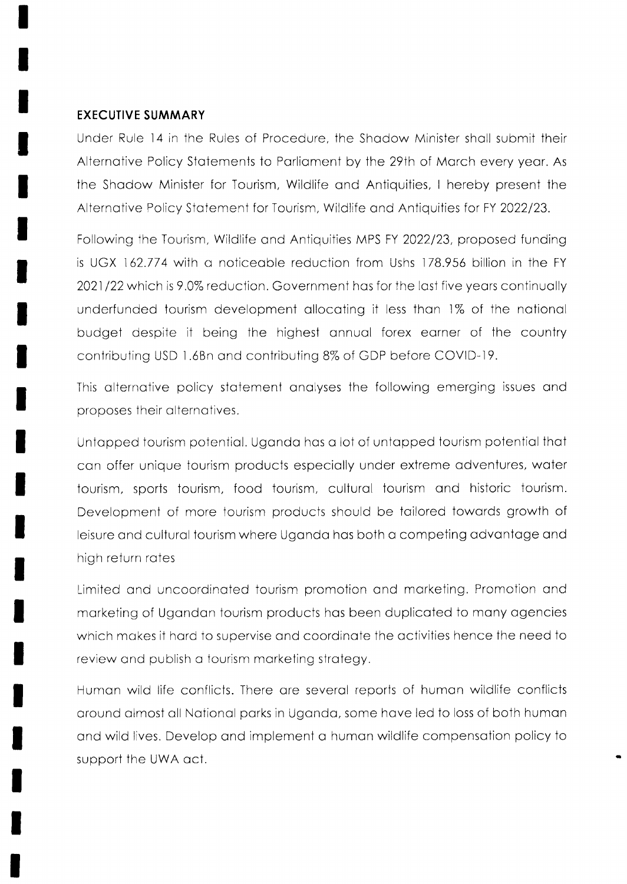## EXECUTIVE SUMMARY

Under Rule 14 in the Rules of Procedure, the Shadow Minister shall submit their Alternative Policy Statements to Parliament by the 29th of March every year. As the Shadow Minister for Tourism, Wildlife and Antiquities, I hereby present the Alternative Policy Statement for Tourism, Wildlife and Antiquities for FY 2022/23.

Following the Tourism, Wildlife and Antiquities MPS FY 2022/23, proposed funding is UGX 162.774 with a noticeable reduction from Ushs 178.956 billion in the FY 2021/22 which is 9.0% reduction. Government has for the last five years continually underfunded tourism development allocating it less than 1% of the national budget despite it being the highest annual forex earner of the country contributing USD 1.6Bn and contributing 8% of GDP before COVID-19.

This alternative policy statement analyses the following emerging issues and proposes their alternatives.

Untapped tourism potential. Uganda has a lot of untapped tourism potential that can offer unique tourism products especially under extreme adventures, water tourism, sports tourism, food tourism, cultural tourism and historic tourism. Development of more tourism products should be tailored towards growth of leisure and cultural tourism where Uganda has both a competing advantage and high return rates

Limited and uncoordinated tourism promotion and marketing. Promotion and marketing of Ugandan tourism products has been duplicated to many agencies which makes it hard to supervise and coordinate the activities hence the need to review and publish a tourism marketing strategy.

Human wild life conflicts. There are several reports of human wildlife conflicts around almost all National parks in Uganda, some have led to loss of both human and wild lives. Develop and implement a human wildlife compensation policy to support the UWA act.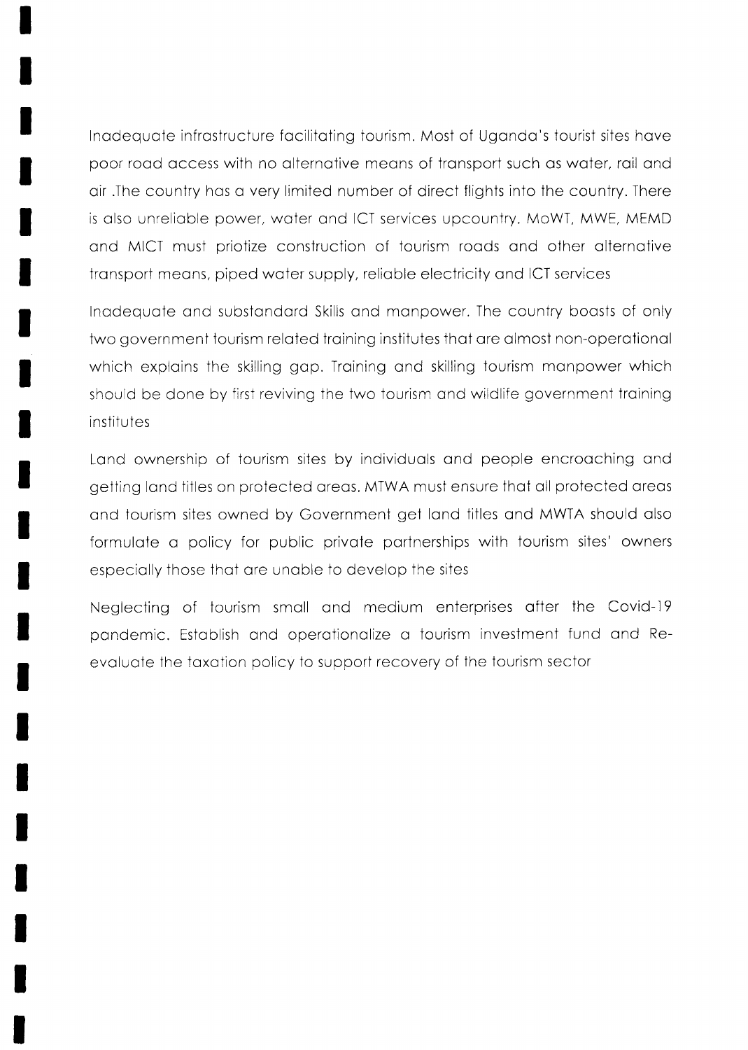Inadequate infrastructure facilitating tourism. Most of Uganda's tourist sites have poor road access with no alternative means of transport such as water, rail and air .The country has a very limited number of direct flights into the country. There is also unreliable power, water and ICT services upcountry. MoWT, MWE, MEMD and MICT must priotize construction of tourism roads and other alternative transport means, piped water supply, reliable electricity and ICT services

Inadequate and substandard Skills and manpower. The country boasts of only two government tourism related training institutes that are almost non-operational which explains the skilling gap. Training and skilling tourism manpower which should be done by first reviving the two tourism and wildlife government training institutes

Land ownership of tourism sites by individuals and people encroaching and getting land titles on protected areas. MTWA must ensure that all protected areas and tourism sites owned by Government get land titles and MWTA should also formulate a policy for public private partnerships with tourism sites' owners especially those that are unable to develop the sites

Neglecting of tourism small and medium enterprises after the Covid-19 pandemic. Establish and operationalize a tourism investment fund and Re-evaluate the taxation policy to support recovery of the tourism sector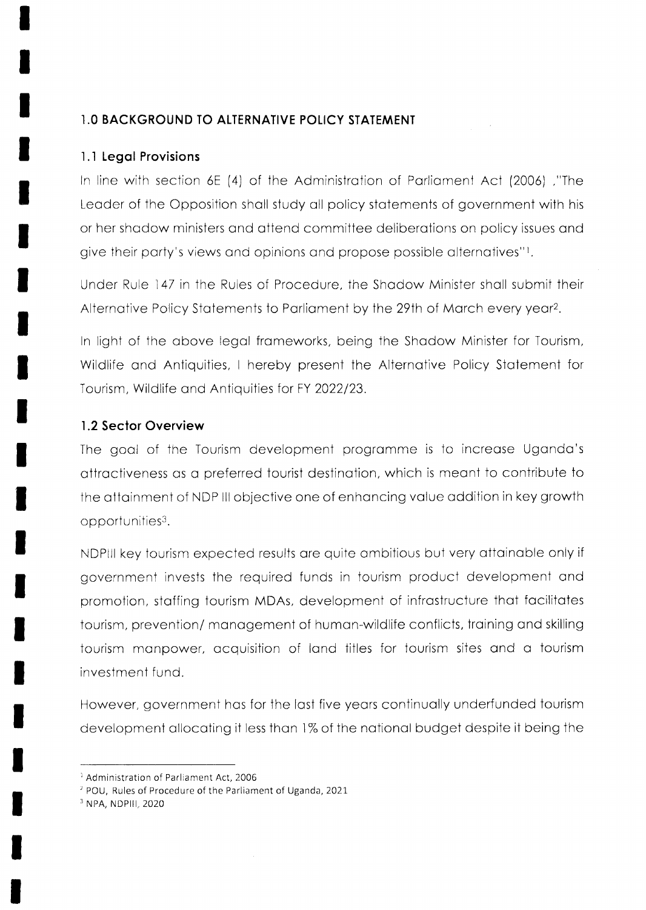## 1.0 BACKGROUND TO ALTERNATIVE POLICY STATEMENT

### 1.1 Legal Provisions

In line with section 6E (4) of the Administration of Parliament Act (2006) ,"The Leader of the Opposition shall study all policy statements of government with his or her shadow ministers and attend committee deliberations on policy issues and give their party's views and opinions and propose possible alternatives"[1].

Under Rule 147 in the Rules of Procedure, the Shadow Minister shall submit their Alternative Policy Statements to Parliament by the 29th of March every year[2].

In light of the above legal frameworks, being the Shadow Minister for Tourism, Wildlife and Antiquities, I hereby present the Alternative Policy Statement for Tourism, Wildlife and Antiquities for FY 2022/23.

### 1.2 Sector Overview

The goal of the Tourism development programme is to increase Uganda's attractiveness as a preferred tourist destination, which is meant to contribute to the attainment of NDP III objective one of enhancing value addition in key growth opportunities[3].

NDPIII key tourism expected results are quite ambitious but very attainable only if government invests the required funds in tourism product development and promotion, staffing tourism MDAs, development of infrastructure that facilitates tourism, prevention/ management of human-wildlife conflicts, training and skilling tourism manpower, acquisition of land titles for tourism sites and a tourism investment fund.

However, government has for the last five years continually underfunded tourism development allocating it less than 1% of the national budget despite it being the

---

[1] Administration of Parliament Act, 2006

[2] POU, Rules of Procedure of the Parliament of Uganda, 2021

[3] NPA, NDPIII, 2020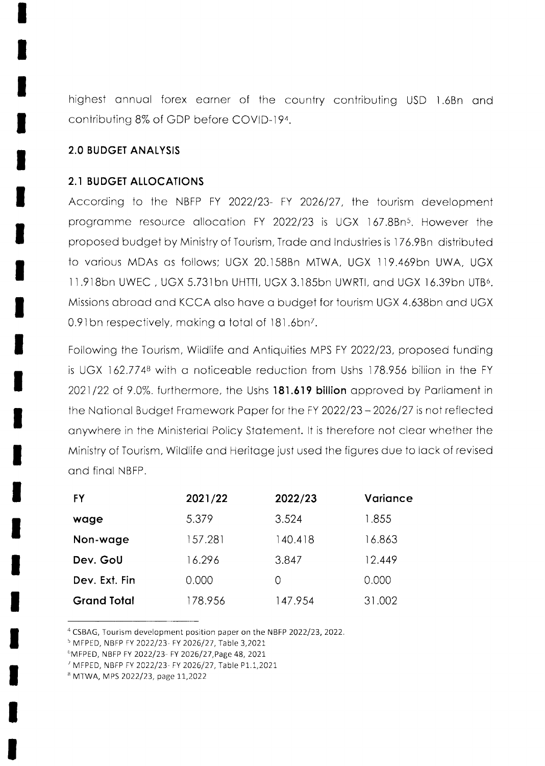highest annual forex earner of the country contributing USD 1.6Bn and contributing 8% of GDP before COVID-19[4].

## 2.0 BUDGET ANALYSIS

### 2.1 BUDGET ALLOCATIONS

According to the NBFP FY 2022/23- FY 2026/27, the tourism development programme resource allocation FY 2022/23 is UGX 167.8Bn[5]. However the proposed budget by Ministry of Tourism, Trade and Industries is 176.9Bn distributed to various MDAs as follows; UGX 20.158Bn MTWA, UGX 119.469bn UWA, UGX 11.918bn UWEC , UGX 5.731bn UHTTI, UGX 3.185bn UWRTI, and UGX 16.39bn UTB[6]. Missions abroad and KCCA also have a budget for tourism UGX 4.638bn and UGX 0.91bn respectively, making a total of 181.6bn[7].

Following the Tourism, Wildlife and Antiquities MPS FY 2022/23, proposed funding is UGX 162.774[8] with a noticeable reduction from Ushs 178.956 billion in the FY 2021/22 of 9.0%. furthermore, the Ushs **181.619 billion** approved by Parliament in the National Budget Framework Paper for the FY 2022/23 – 2026/27 is not reflected anywhere in the Ministerial Policy Statement. It is therefore not clear whether the Ministry of Tourism, Wildlife and Heritage just used the figures due to lack of revised and final NBFP.

| FY | 2021/22 | 2022/23 | Variance |
|---|---|---|---|
| **wage** | 5.379 | 3.524 | 1.855 |
| **Non-wage** | 157.281 | 140.418 | 16.863 |
| **Dev. GoU** | 16.296 | 3.847 | 12.449 |
| **Dev. Ext. Fin** | 0.000 | 0 | 0.000 |
| **Grand Total** | 178.956 | 147.954 | 31.002 |

[4] CSBAG, Tourism development position paper on the NBFP 2022/23, 2022.

[5] MFPED, NBFP FY 2022/23- FY 2026/27, Table 3,2021

[6] MFPED, NBFP FY 2022/23- FY 2026/27,Page 48, 2021

[7] MFPED, NBFP FY 2022/23- FY 2026/27, Table P1.1,2021

[8] MTWA, MPS 2022/23, page 11,2022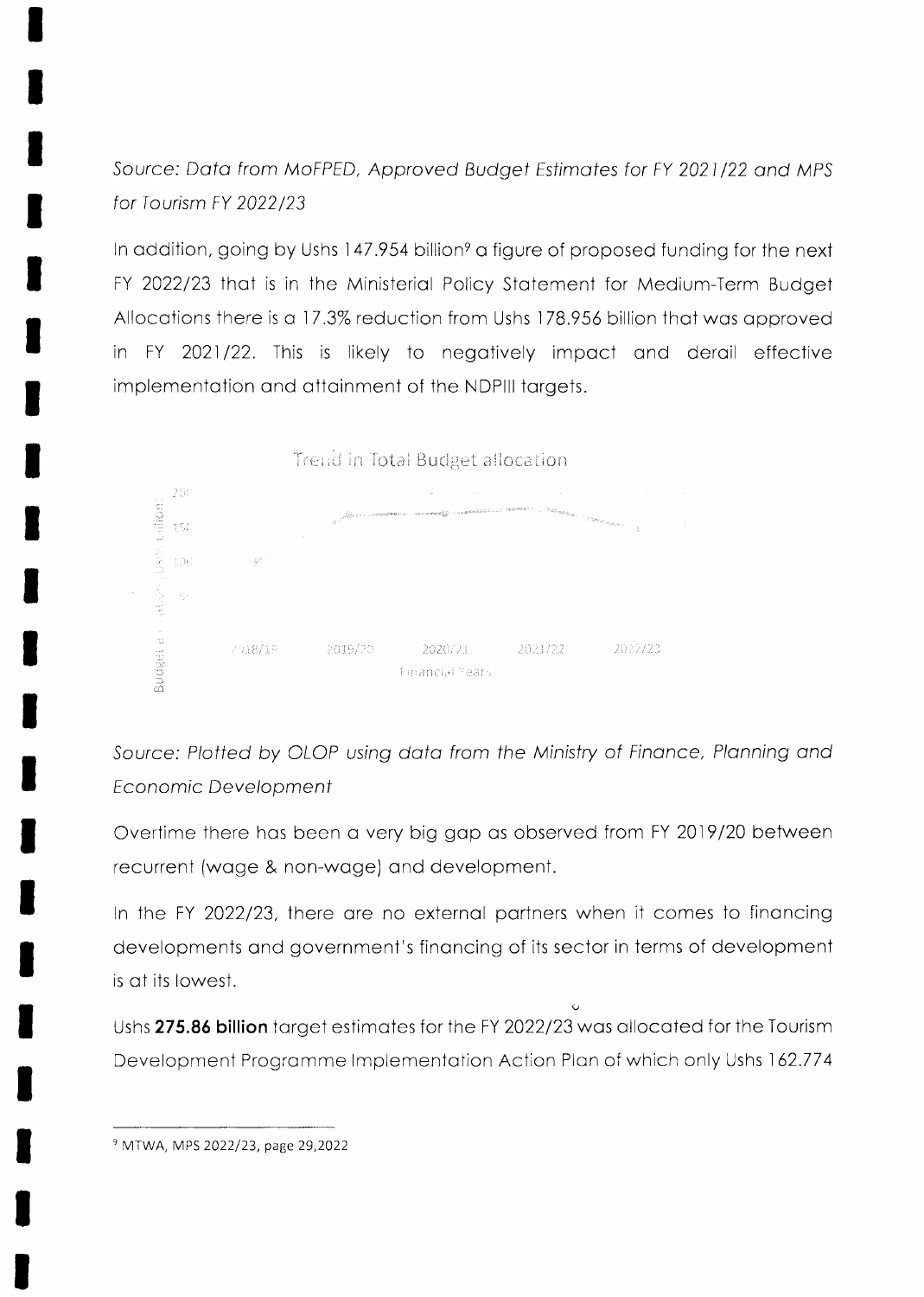*Source: Data from MoFPED, Approved Budget Estimates for FY 2021/22 and MPS for Tourism FY 2022/23*

In addition, going by Ushs 147.954 billion[9] a figure of proposed funding for the next FY 2022/23 that is in the Ministerial Policy Statement for Medium-Term Budget Allocations there is a 17.3% reduction from Ushs 178.956 billion that was approved in FY 2021/22. This is likely to negatively impact and derail effective implementation and attainment of the NDPIII targets.

Trend in Total Budget allocation

*Source: Plotted by OLOP using data from the Ministry of Finance, Planning and Economic Development*

Overtime there has been a very big gap as observed from FY 2019/20 between recurrent (wage & non-wage) and development.

In the FY 2022/23, there are no external partners when it comes to financing developments and government's financing of its sector in terms of development is at its lowest.

Ushs **275.86 billion** target estimates for the FY 2022/23 was allocated for the Tourism Development Programme Implementation Action Plan of which only Ushs 162.774

---

[9] MTWA, MPS 2022/23, page 29,2022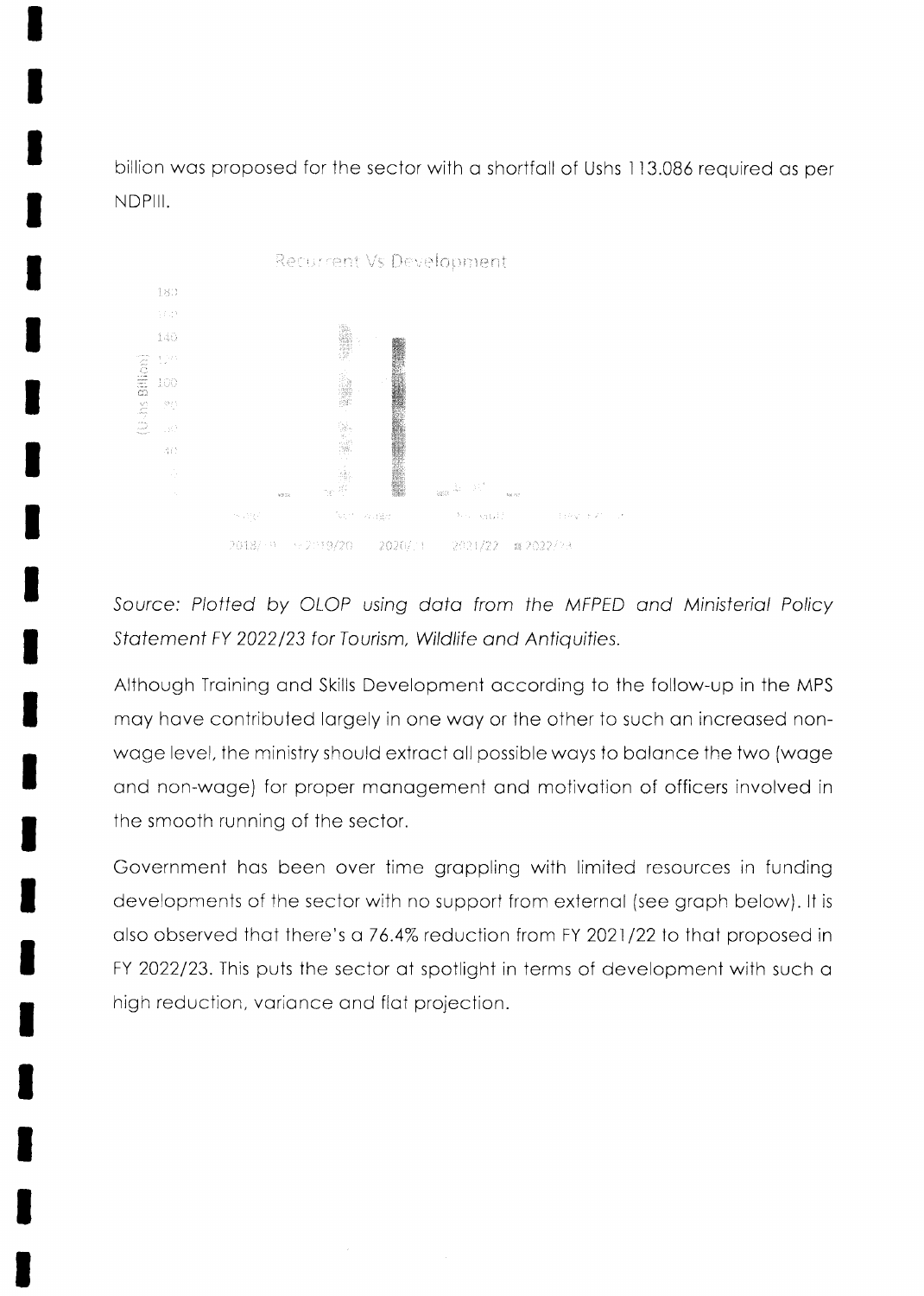billion was proposed for the sector with a shortfall of Ushs 113.086 required as per NDPIII.

Source: Plotted by OLOP using data from the MFPED and Ministerial Policy Statement FY 2022/23 for Tourism, Wildlife and Antiquities.

Although Training and Skills Development according to the follow-up in the MPS may have contributed largely in one way or the other to such an increased non-wage level, the ministry should extract all possible ways to balance the two (wage and non-wage) for proper management and motivation of officers involved in the smooth running of the sector.

Government has been over time grappling with limited resources in funding developments of the sector with no support from external (see graph below). It is also observed that there's a 76.4% reduction from FY 2021/22 to that proposed in FY 2022/23. This puts the sector at spotlight in terms of development with such a high reduction, variance and flat projection.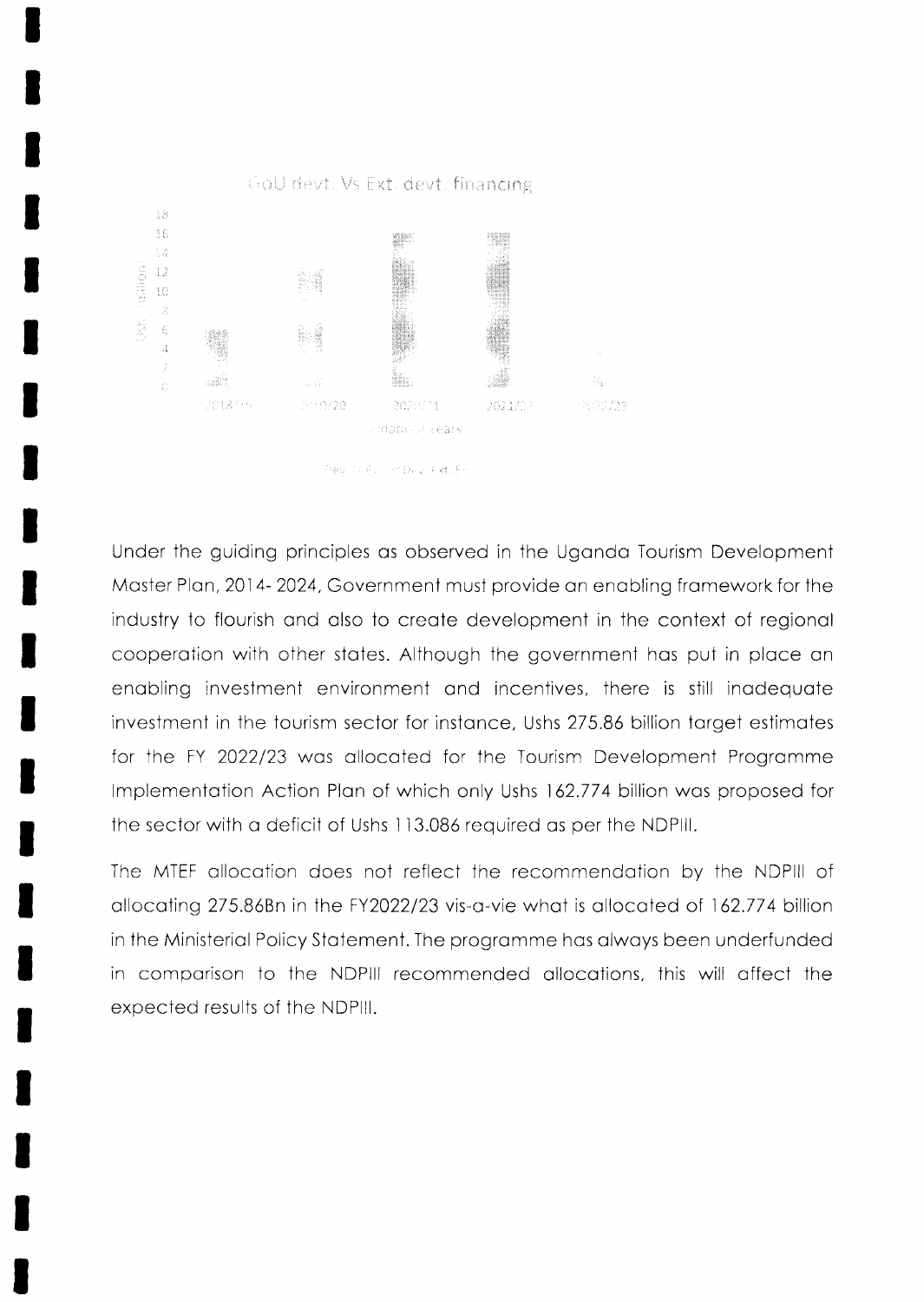Under the guiding principles as observed in the Uganda Tourism Development Master Plan, 2014- 2024, Government must provide an enabling framework for the industry to flourish and also to create development in the context of regional cooperation with other states. Although the government has put in place an enabling investment environment and incentives, there is still inadequate investment in the tourism sector for instance, Ushs 275.86 billion target estimates for the FY 2022/23 was allocated for the Tourism Development Programme Implementation Action Plan of which only Ushs 162.774 billion was proposed for the sector with a deficit of Ushs 113.086 required as per the NDPIII.

The MTEF allocation does not reflect the recommendation by the NDPIII of allocating 275.86Bn in the FY2022/23 vis-a-vie what is allocated of 162.774 billion in the Ministerial Policy Statement. The programme has always been underfunded in comparison to the NDPIII recommended allocations, this will affect the expected results of the NDPIII.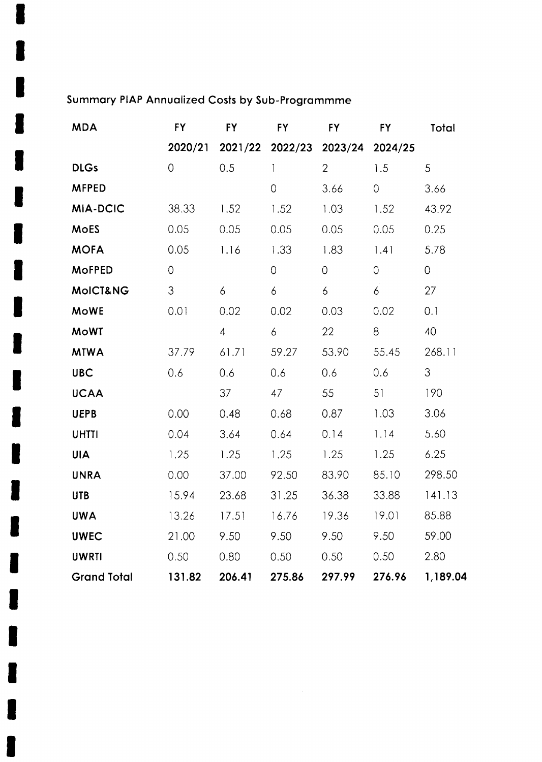Summary PIAP Annualized Costs by Sub-Programmme

| MDA | FY 2020/21 | FY 2021/22 | FY 2022/23 | FY 2023/24 | FY 2024/25 | Total |
|---|---|---|---|---|---|---|
| DLGs | 0 | 0.5 | 1 | 2 | 1.5 | 5 |
| MFPED | | | 0 | 3.66 | 0 | 3.66 |
| MIA-DCIC | 38.33 | 1.52 | 1.52 | 1.03 | 1.52 | 43.92 |
| MoES | 0.05 | 0.05 | 0.05 | 0.05 | 0.05 | 0.25 |
| MOFA | 0.05 | 1.16 | 1.33 | 1.83 | 1.41 | 5.78 |
| MoFPED | 0 | | 0 | 0 | 0 | 0 |
| MoICT&NG | 3 | 6 | 6 | 6 | 6 | 27 |
| MoWE | 0.01 | 0.02 | 0.02 | 0.03 | 0.02 | 0.1 |
| MoWT | | 4 | 6 | 22 | 8 | 40 |
| MTWA | 37.79 | 61.71 | 59.27 | 53.90 | 55.45 | 268.11 |
| UBC | 0.6 | 0.6 | 0.6 | 0.6 | 0.6 | 3 |
| UCAA | | 37 | 47 | 55 | 51 | 190 |
| UEPB | 0.00 | 0.48 | 0.68 | 0.87 | 1.03 | 3.06 |
| UHTTI | 0.04 | 3.64 | 0.64 | 0.14 | 1.14 | 5.60 |
| UIA | 1.25 | 1.25 | 1.25 | 1.25 | 1.25 | 6.25 |
| UNRA | 0.00 | 37.00 | 92.50 | 83.90 | 85.10 | 298.50 |
| UTB | 15.94 | 23.68 | 31.25 | 36.38 | 33.88 | 141.13 |
| UWA | 13.26 | 17.51 | 16.76 | 19.36 | 19.01 | 85.88 |
| UWEC | 21.00 | 9.50 | 9.50 | 9.50 | 9.50 | 59.00 |
| UWRTI | 0.50 | 0.80 | 0.50 | 0.50 | 0.50 | 2.80 |
| **Grand Total** | **131.82** | **206.41** | **275.86** | **297.99** | **276.96** | **1,189.04** |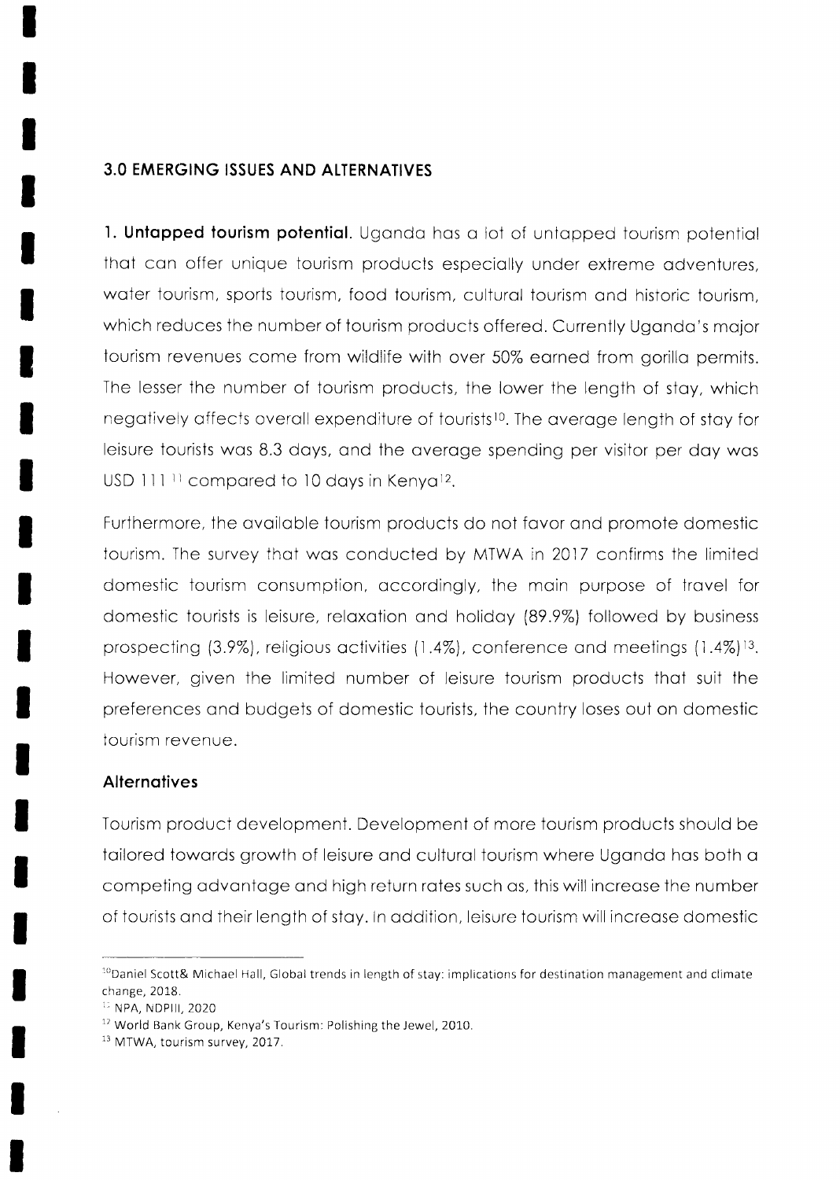## 3.0 EMERGING ISSUES AND ALTERNATIVES

**1. Untapped tourism potential.** Uganda has a lot of untapped tourism potential that can offer unique tourism products especially under extreme adventures, water tourism, sports tourism, food tourism, cultural tourism and historic tourism, which reduces the number of tourism products offered. Currently Uganda's major tourism revenues come from wildlife with over 50% earned from gorilla permits. The lesser the number of tourism products, the lower the length of stay, which negatively affects overall expenditure of tourists[10]. The average length of stay for leisure tourists was 8.3 days, and the average spending per visitor per day was USD 111 [11] compared to 10 days in Kenya[12].

Furthermore, the available tourism products do not favor and promote domestic tourism. The survey that was conducted by MTWA in 2017 confirms the limited domestic tourism consumption, accordingly, the main purpose of travel for domestic tourists is leisure, relaxation and holiday (89.9%) followed by business prospecting (3.9%), religious activities (1.4%), conference and meetings (1.4%)[13]. However, given the limited number of leisure tourism products that suit the preferences and budgets of domestic tourists, the country loses out on domestic tourism revenue.

### Alternatives

Tourism product development. Development of more tourism products should be tailored towards growth of leisure and cultural tourism where Uganda has both a competing advantage and high return rates such as, this will increase the number of tourists and their length of stay. In addition, leisure tourism will increase domestic

---

[10] Daniel Scott& Michael Hall, Global trends in length of stay: implications for destination management and climate change, 2018.

[11] NPA, NDPIII, 2020

[12] World Bank Group, Kenya's Tourism: Polishing the Jewel, 2010.

[13] MTWA, tourism survey, 2017.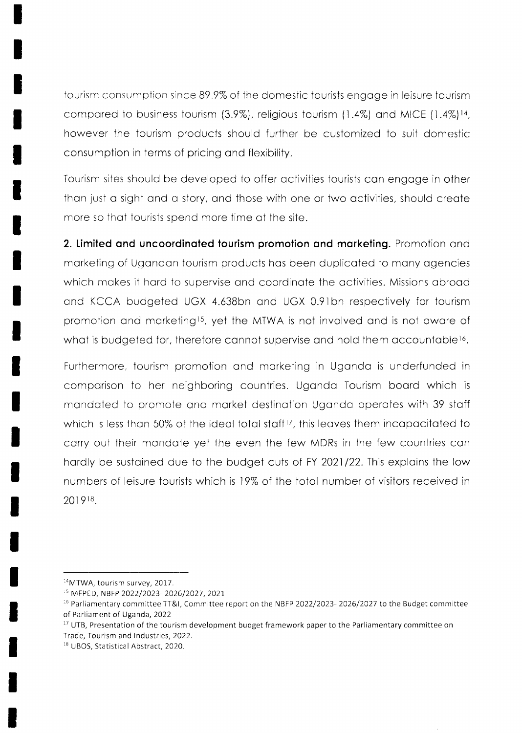tourism consumption since 89.9% of the domestic tourists engage in leisure tourism compared to business tourism (3.9%), religious tourism (1.4%) and MICE (1.4%)[14], however the tourism products should further be customized to suit domestic consumption in terms of pricing and flexibility.

Tourism sites should be developed to offer activities tourists can engage in other than just a sight and a story, and those with one or two activities, should create more so that tourists spend more time at the site.

**2. Limited and uncoordinated tourism promotion and marketing.** Promotion and marketing of Ugandan tourism products has been duplicated to many agencies which makes it hard to supervise and coordinate the activities. Missions abroad and KCCA budgeted UGX 4.638bn and UGX 0.91bn respectively for tourism promotion and marketing[15], yet the MTWA is not involved and is not aware of what is budgeted for, therefore cannot supervise and hold them accountable[16].

Furthermore, tourism promotion and marketing in Uganda is underfunded in comparison to her neighboring countries. Uganda Tourism board which is mandated to promote and market destination Uganda operates with 39 staff which is less than 50% of the ideal total staff[17], this leaves them incapacitated to carry out their mandate yet the even the few MDRs in the few countries can hardly be sustained due to the budget cuts of FY 2021/22. This explains the low numbers of leisure tourists which is 19% of the total number of visitors received in 2019[18].

---

[14] MTWA, tourism survey, 2017.

[15] MFPED, NBFP 2022/2023- 2026/2027, 2021

[16] Parliamentary committee TT&I, Committee report on the NBFP 2022/2023- 2026/2027 to the Budget committee of Parliament of Uganda, 2022

[17] UTB, Presentation of the tourism development budget framework paper to the Parliamentary committee on Trade, Tourism and Industries, 2022.

[18] UBOS, Statistical Abstract, 2020.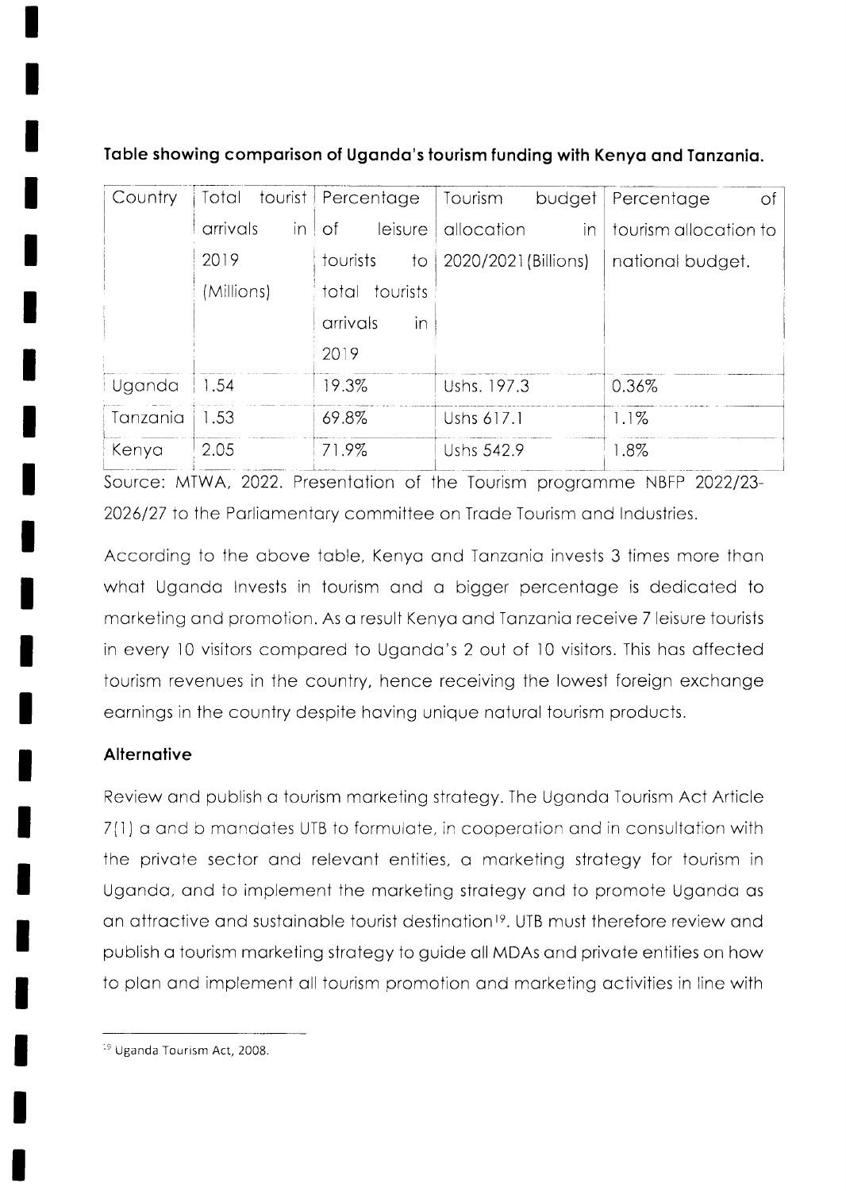**Table showing comparison of Uganda's tourism funding with Kenya and Tanzania.**

| Country | Total tourist arrivals in 2019 (Millions) | Percentage of leisure tourists to total tourists arrivals in 2019 | Tourism budget allocation in 2020/2021 (Billions) | Percentage of tourism allocation to national budget. |
|---|---|---|---|---|
| Uganda | 1.54 | 19.3% | Ushs. 197.3 | 0.36% |
| Tanzania | 1.53 | 69.8% | Ushs 617.1 | 1.1% |
| Kenya | 2.05 | 71.9% | Ushs 542.9 | 1.8% |

Source: MTWA, 2022. Presentation of the Tourism programme NBFP 2022/23-2026/27 to the Parliamentary committee on Trade Tourism and Industries.

According to the above table, Kenya and Tanzania invests 3 times more than what Uganda Invests in tourism and a bigger percentage is dedicated to marketing and promotion. As a result Kenya and Tanzania receive 7 leisure tourists in every 10 visitors compared to Uganda's 2 out of 10 visitors. This has affected tourism revenues in the country, hence receiving the lowest foreign exchange earnings in the country despite having unique natural tourism products.

**Alternative**

Review and publish a tourism marketing strategy. The Uganda Tourism Act Article 7(1) a and b mandates UTB to formulate, in cooperation and in consultation with the private sector and relevant entities, a marketing strategy for tourism in Uganda, and to implement the marketing strategy and to promote Uganda as an attractive and sustainable tourist destination[19]. UTB must therefore review and publish a tourism marketing strategy to guide all MDAs and private entities on how to plan and implement all tourism promotion and marketing activities in line with

[19] Uganda Tourism Act, 2008.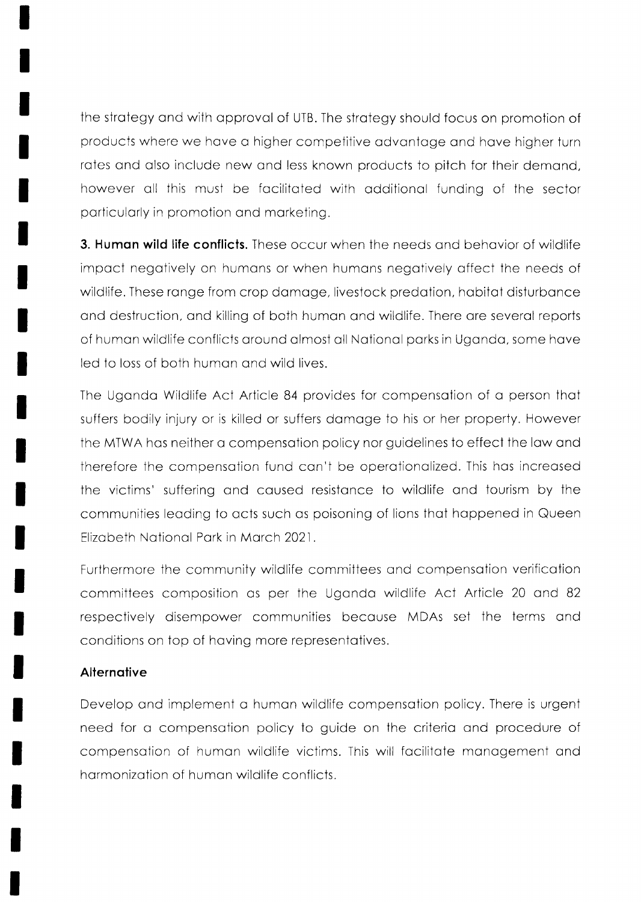the strategy and with approval of UTB. The strategy should focus on promotion of products where we have a higher competitive advantage and have higher turn rates and also include new and less known products to pitch for their demand, however all this must be facilitated with additional funding of the sector particularly in promotion and marketing.

**3. Human wild life conflicts.** These occur when the needs and behavior of wildlife impact negatively on humans or when humans negatively affect the needs of wildlife. These range from crop damage, livestock predation, habitat disturbance and destruction, and killing of both human and wildlife. There are several reports of human wildlife conflicts around almost all National parks in Uganda, some have led to loss of both human and wild lives.

The Uganda Wildlife Act Article 84 provides for compensation of a person that suffers bodily injury or is killed or suffers damage to his or her property. However the MTWA has neither a compensation policy nor guidelines to effect the law and therefore the compensation fund can't be operationalized. This has increased the victims' suffering and caused resistance to wildlife and tourism by the communities leading to acts such as poisoning of lions that happened in Queen Elizabeth National Park in March 2021.

Furthermore the community wildlife committees and compensation verification committees composition as per the Uganda wildlife Act Article 20 and 82 respectively disempower communities because MDAs set the terms and conditions on top of having more representatives.

#### Alternative

Develop and implement a human wildlife compensation policy. There is urgent need for a compensation policy to guide on the criteria and procedure of compensation of human wildlife victims. This will facilitate management and harmonization of human wildlife conflicts.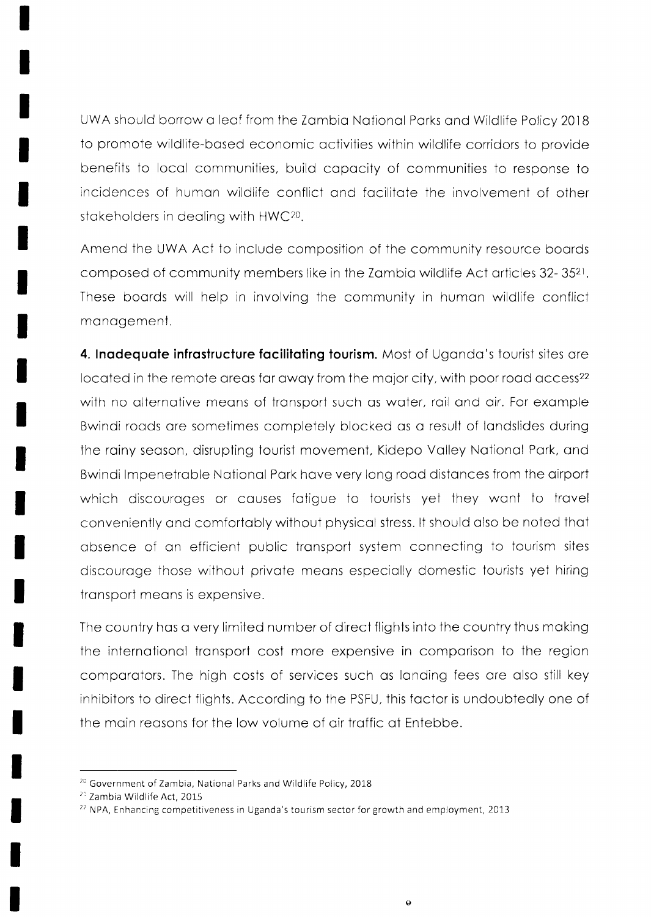UWA should borrow a leaf from the Zambia National Parks and Wildlife Policy 2018 to promote wildlife-based economic activities within wildlife corridors to provide benefits to local communities, build capacity of communities to response to incidences of human wildlife conflict and facilitate the involvement of other stakeholders in dealing with HWC[20].

Amend the UWA Act to include composition of the community resource boards composed of community members like in the Zambia wildlife Act articles 32- 35[21]. These boards will help in involving the community in human wildlife conflict management.

**4. Inadequate infrastructure facilitating tourism.** Most of Uganda's tourist sites are located in the remote areas far away from the major city, with poor road access[22] with no alternative means of transport such as water, rail and air. For example Bwindi roads are sometimes completely blocked as a result of landslides during the rainy season, disrupting tourist movement, Kidepo Valley National Park, and Bwindi Impenetrable National Park have very long road distances from the airport which discourages or causes fatigue to tourists yet they want to travel conveniently and comfortably without physical stress. It should also be noted that absence of an efficient public transport system connecting to tourism sites discourage those without private means especially domestic tourists yet hiring transport means is expensive.

The country has a very limited number of direct flights into the country thus making the international transport cost more expensive in comparison to the region comparators. The high costs of services such as landing fees are also still key inhibitors to direct flights. According to the PSFU, this factor is undoubtedly one of the main reasons for the low volume of air traffic at Entebbe.

---

[20] Government of Zambia, National Parks and Wildlife Policy, 2018

[21] Zambia Wildlife Act, 2015

[22] NPA, Enhancing competitiveness in Uganda's tourism sector for growth and employment, 2013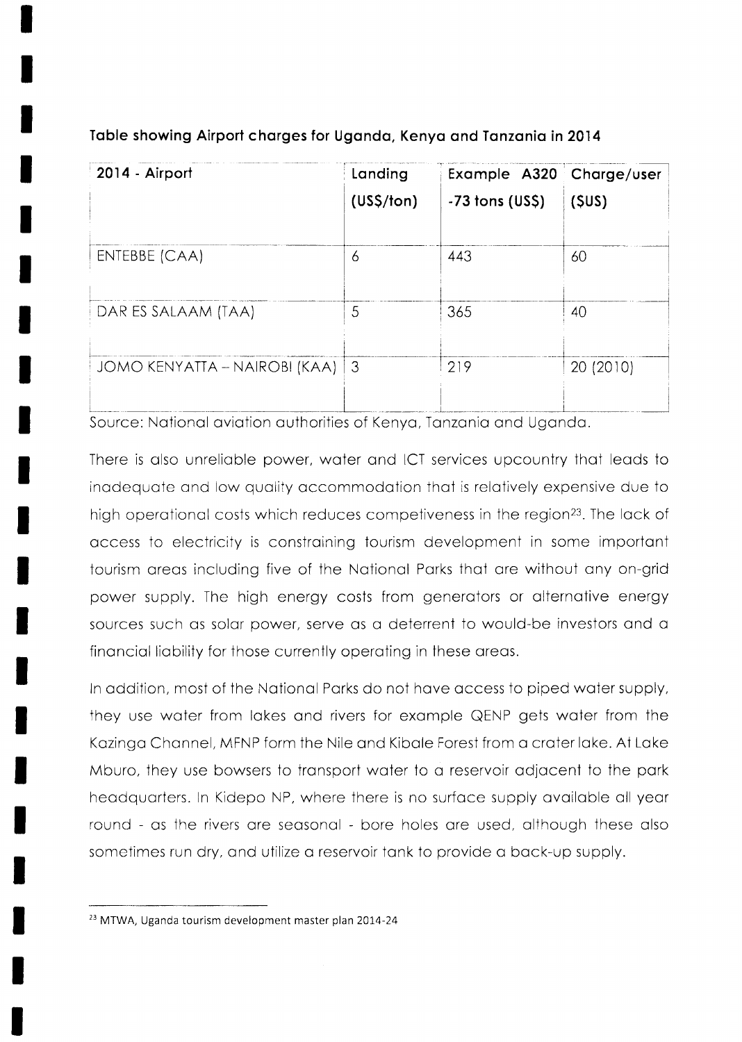**Table showing Airport charges for Uganda, Kenya and Tanzania in 2014**

| 2014 - Airport | Landing (US$/ton) | Example A320 -73 tons (US$) | Charge/user ($US) |
|---|---|---|---|
| ENTEBBE (CAA) | 6 | 443 | 60 |
| DAR ES SALAAM (TAA) | 5 | 365 | 40 |
| JOMO KENYATTA – NAIROBI (KAA) | 3 | 219 | 20 (2010) |

Source: National aviation authorities of Kenya, Tanzania and Uganda.

There is also unreliable power, water and ICT services upcountry that leads to inadequate and low quality accommodation that is relatively expensive due to high operational costs which reduces competiveness in the region[23]. The lack of access to electricity is constraining tourism development in some important tourism areas including five of the National Parks that are without any on-grid power supply. The high energy costs from generators or alternative energy sources such as solar power, serve as a deterrent to would-be investors and a financial liability for those currently operating in these areas.

In addition, most of the National Parks do not have access to piped water supply, they use water from lakes and rivers for example QENP gets water from the Kazinga Channel, MFNP form the Nile and Kibale Forest from a crater lake. At Lake Mburo, they use bowsers to transport water to a reservoir adjacent to the park headquarters. In Kidepo NP, where there is no surface supply available all year round - as the rivers are seasonal - bore holes are used, although these also sometimes run dry, and utilize a reservoir tank to provide a back-up supply.

[23] MTWA, Uganda tourism development master plan 2014-24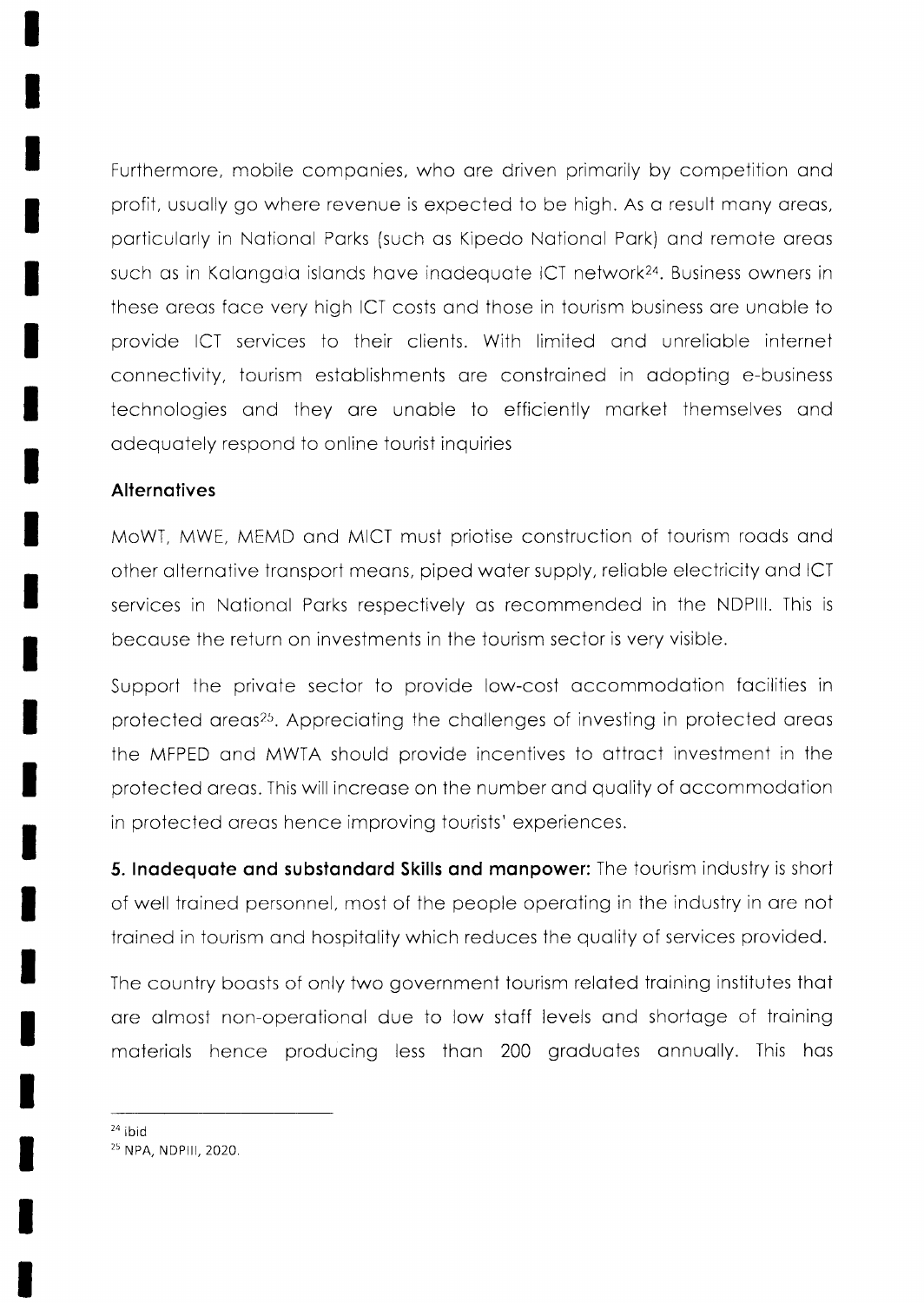Furthermore, mobile companies, who are driven primarily by competition and profit, usually go where revenue is expected to be high. As a result many areas, particularly in National Parks (such as Kipedo National Park) and remote areas such as in Kalangala islands have inadequate ICT network[24]. Business owners in these areas face very high ICT costs and those in tourism business are unable to provide ICT services to their clients. With limited and unreliable internet connectivity, tourism establishments are constrained in adopting e-business technologies and they are unable to efficiently market themselves and adequately respond to online tourist inquiries

**Alternatives**

MoWT, MWE, MEMD and MICT must priotise construction of tourism roads and other alternative transport means, piped water supply, reliable electricity and ICT services in National Parks respectively as recommended in the NDPIII. This is because the return on investments in the tourism sector is very visible.

Support the private sector to provide low-cost accommodation facilities in protected areas[25]. Appreciating the challenges of investing in protected areas the MFPED and MWTA should provide incentives to attract investment in the protected areas. This will increase on the number and quality of accommodation in protected areas hence improving tourists' experiences.

**5. Inadequate and substandard Skills and manpower:** The tourism industry is short of well trained personnel, most of the people operating in the industry in are not trained in tourism and hospitality which reduces the quality of services provided.

The country boasts of only two government tourism related training institutes that are almost non-operational due to low staff levels and shortage of training materials hence producing less than 200 graduates annually. This has

---

[24] ibid

[25] NPA, NDPIII, 2020.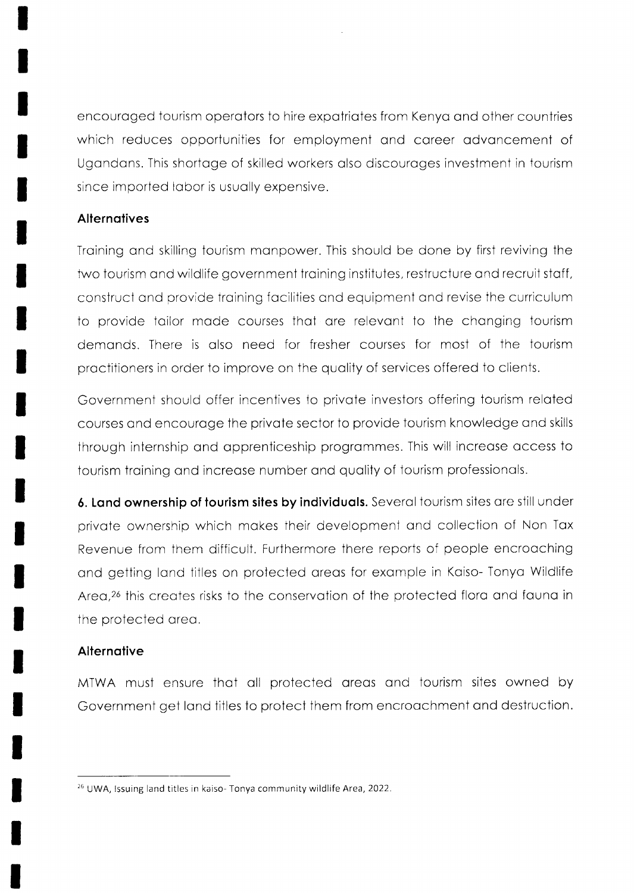encouraged tourism operators to hire expatriates from Kenya and other countries which reduces opportunities for employment and career advancement of Ugandans. This shortage of skilled workers also discourages investment in tourism since imported labor is usually expensive.

**Alternatives**

Training and skilling tourism manpower. This should be done by first reviving the two tourism and wildlife government training institutes, restructure and recruit staff, construct and provide training facilities and equipment and revise the curriculum to provide tailor made courses that are relevant to the changing tourism demands. There is also need for fresher courses for most of the tourism practitioners in order to improve on the quality of services offered to clients.

Government should offer incentives to private investors offering tourism related courses and encourage the private sector to provide tourism knowledge and skills through internship and apprenticeship programmes. This will increase access to tourism training and increase number and quality of tourism professionals.

**6. Land ownership of tourism sites by individuals.** Several tourism sites are still under private ownership which makes their development and collection of Non Tax Revenue from them difficult. Furthermore there reports of people encroaching and getting land titles on protected areas for example in Kaiso- Tonya Wildlife Area,[26] this creates risks to the conservation of the protected flora and fauna in the protected area.

**Alternative**

MTWA must ensure that all protected areas and tourism sites owned by Government get land titles to protect them from encroachment and destruction.

---

[26] UWA, Issuing land titles in kaiso- Tonya community wildlife Area, 2022.